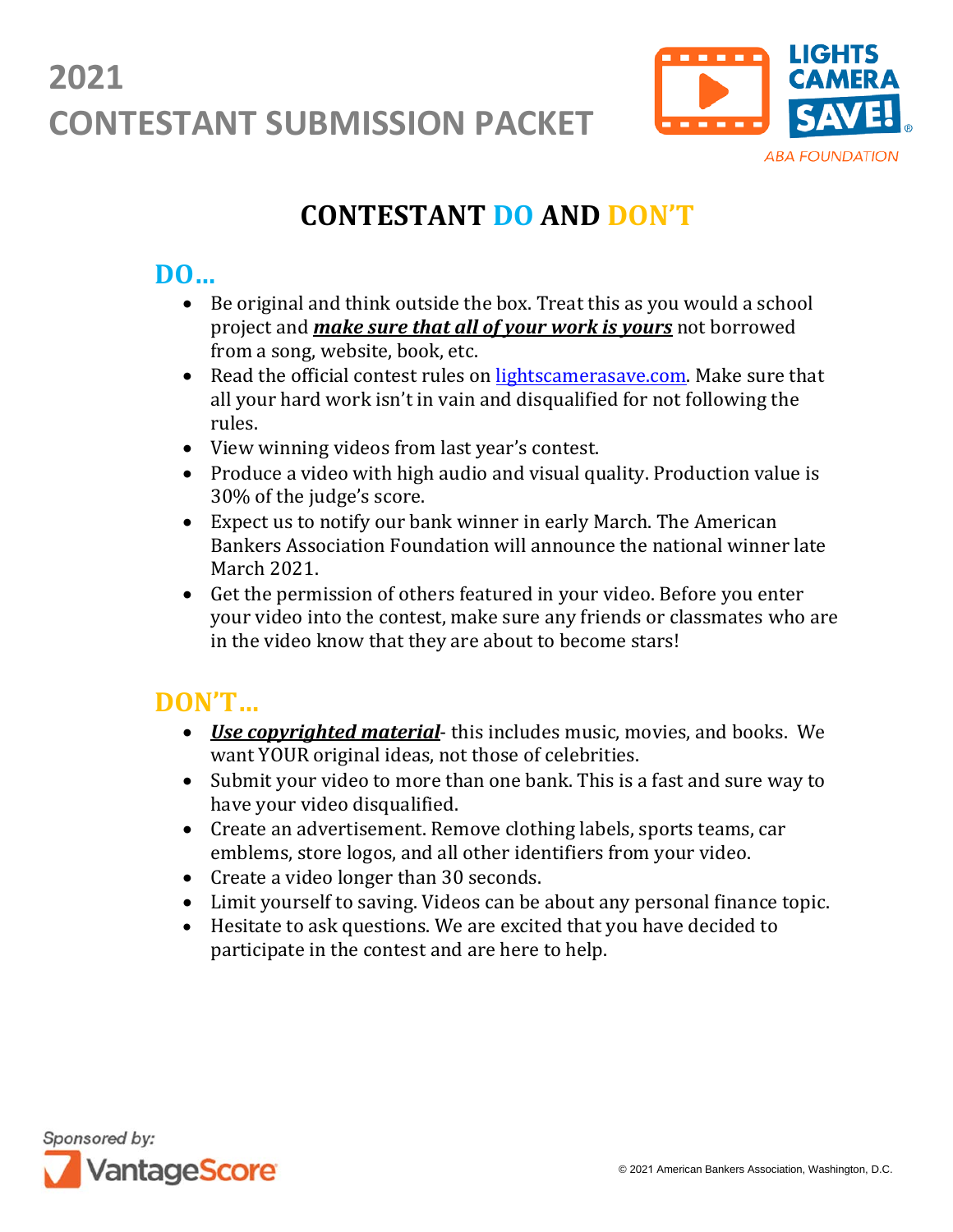# 2021 CONTESTANT SUBMISSION PACKET

LIGHTS CAMERA SAVE!

ABA FOUNDATION

## CONTESTANT DO AND DON'T

### DO…

- Be original and think outside the box. Treat this as you would a school project and ***make sure that all of your work is yours*** not borrowed from a song, website, book, etc.
- Read the official contest rules on lightscamerasave.com. Make sure that all your hard work isn't in vain and disqualified for not following the rules.
- View winning videos from last year's contest.
- Produce a video with high audio and visual quality. Production value is 30% of the judge's score.
- Expect us to notify our bank winner in early March. The American Bankers Association Foundation will announce the national winner late March 2021.
- Get the permission of others featured in your video. Before you enter your video into the contest, make sure any friends or classmates who are in the video know that they are about to become stars!

### DON'T…

- ***Use copyrighted material***- this includes music, movies, and books. We want YOUR original ideas, not those of celebrities.
- Submit your video to more than one bank. This is a fast and sure way to have your video disqualified.
- Create an advertisement. Remove clothing labels, sports teams, car emblems, store logos, and all other identifiers from your video.
- Create a video longer than 30 seconds.
- Limit yourself to saving. Videos can be about any personal finance topic.
- Hesitate to ask questions. We are excited that you have decided to participate in the contest and are here to help.

Sponsored by: VantageScore

© 2021 American Bankers Association, Washington, D.C.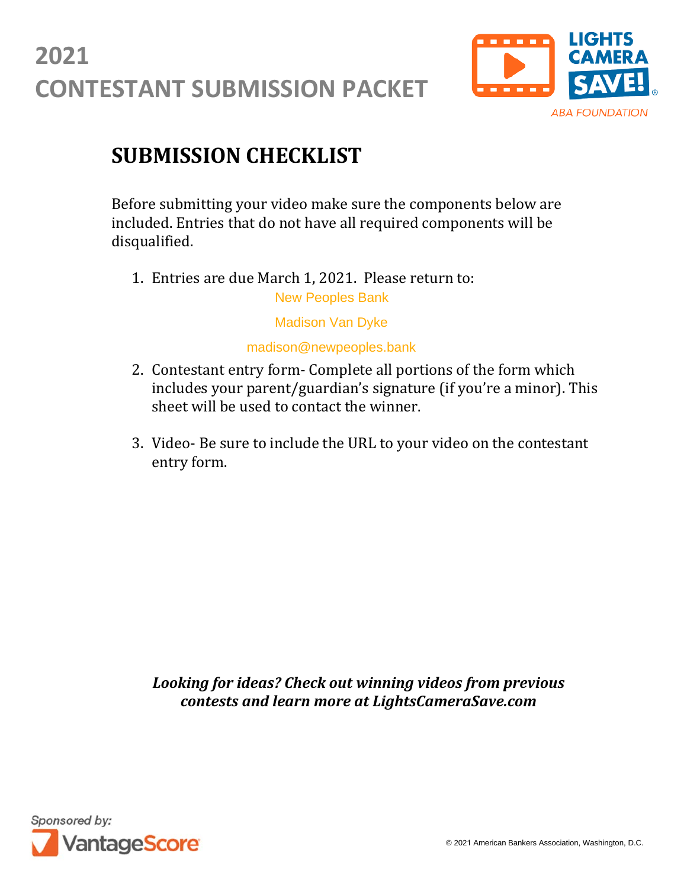# 2021 CONTESTANT SUBMISSION PACKET

LIGHTS CAMERA SAVE!

ABA FOUNDATION

## SUBMISSION CHECKLIST

Before submitting your video make sure the components below are included. Entries that do not have all required components will be disqualified.

1. Entries are due March 1, 2021. Please return to:

   New Peoples Bank

   Madison Van Dyke

   madison@newpeoples.bank

2. Contestant entry form- Complete all portions of the form which includes your parent/guardian's signature (if you're a minor). This sheet will be used to contact the winner.

3. Video- Be sure to include the URL to your video on the contestant entry form.

***Looking for ideas? Check out winning videos from previous contests and learn more at LightsCameraSave.com***

Sponsored by: VantageScore

© 2021 American Bankers Association, Washington, D.C.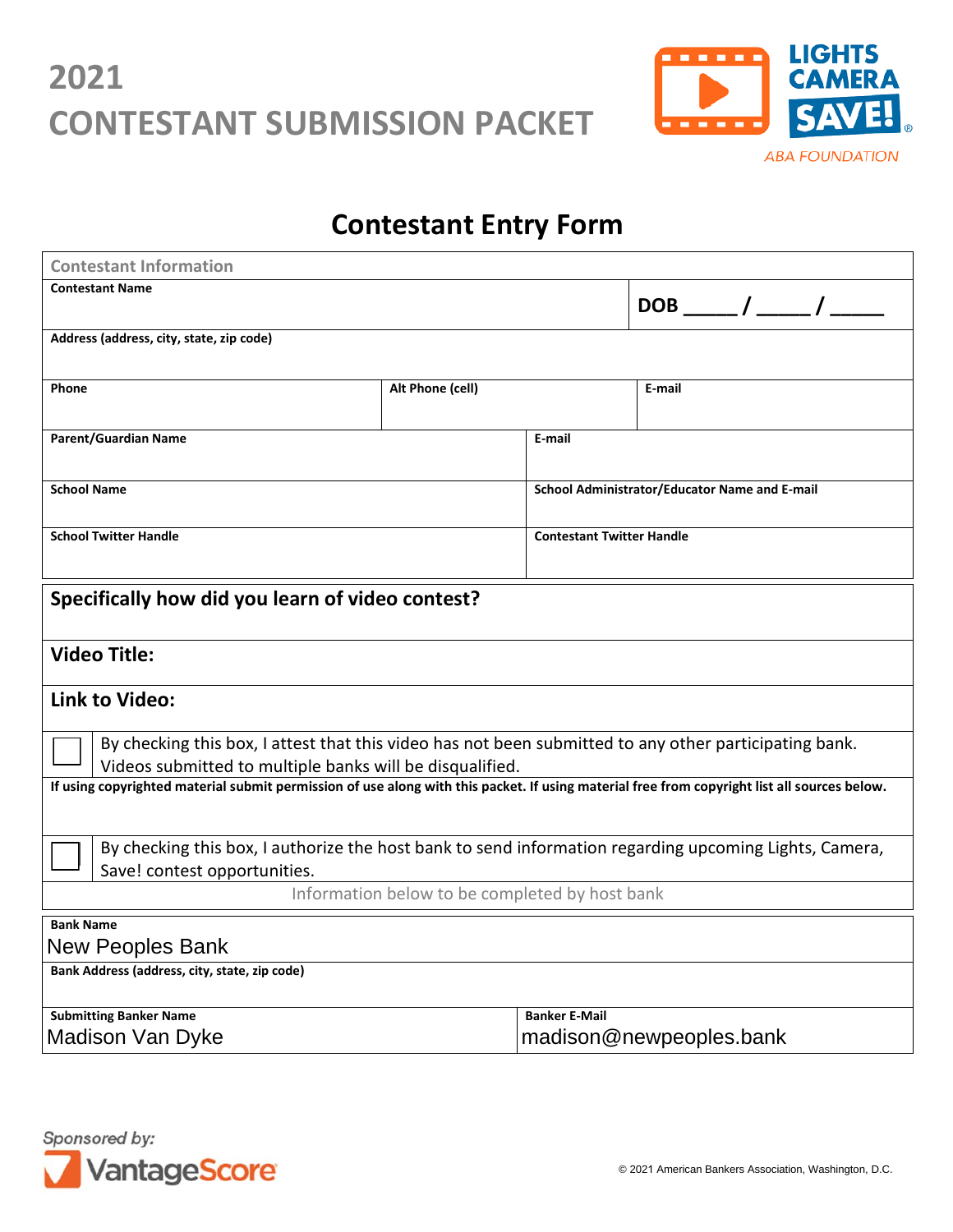# 2021 CONTESTANT SUBMISSION PACKET

LIGHTS CAMERA SAVE!®
ABA FOUNDATION

## Contestant Entry Form

| Contestant Information | | |
|---|---|---|
| **Contestant Name** | | **DOB \_\_\_\_ / \_\_\_\_ / \_\_\_\_** |
| **Address (address, city, state, zip code)** | | |
| **Phone** | **Alt Phone (cell)** | **E-mail** |
| **Parent/Guardian Name** | **E-mail** | |
| **School Name** | **School Administrator/Educator Name and E-mail** | |
| **School Twitter Handle** | **Contestant Twitter Handle** | |

**Specifically how did you learn of video contest?**

**Video Title:**

**Link to Video:**

☐ By checking this box, I attest that this video has not been submitted to any other participating bank. Videos submitted to multiple banks will be disqualified.

**If using copyrighted material submit permission of use along with this packet. If using material free from copyright list all sources below.**

☐ By checking this box, I authorize the host bank to send information regarding upcoming Lights, Camera, Save! contest opportunities.

Information below to be completed by host bank

| **Bank Name** | |
|---|---|
| New Peoples Bank | |
| **Bank Address (address, city, state, zip code)** | |
| **Submitting Banker Name** | **Banker E-Mail** |
| Madison Van Dyke | madison@newpeoples.bank |

Sponsored by: VantageScore

© 2021 American Bankers Association, Washington, D.C.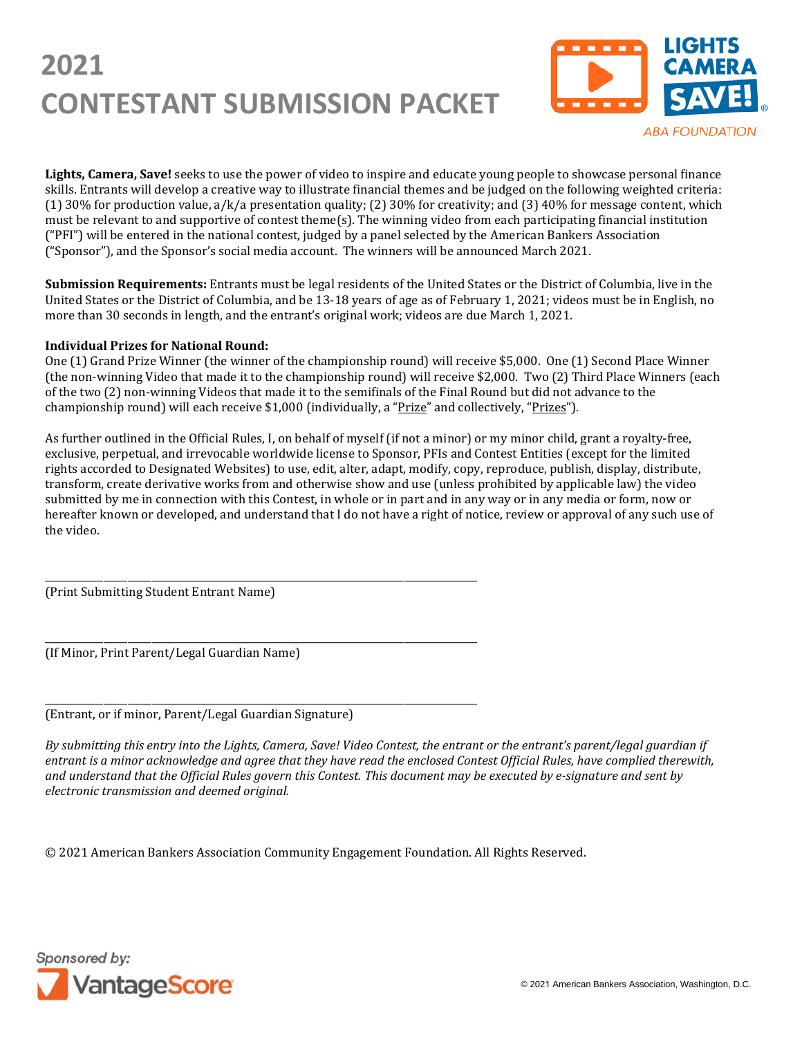# 2021 CONTESTANT SUBMISSION PACKET

LIGHTS CAMERA SAVE! ABA FOUNDATION

**Lights, Camera, Save!** seeks to use the power of video to inspire and educate young people to showcase personal finance skills. Entrants will develop a creative way to illustrate financial themes and be judged on the following weighted criteria: (1) 30% for production value, a/k/a presentation quality; (2) 30% for creativity; and (3) 40% for message content, which must be relevant to and supportive of contest theme(s). The winning video from each participating financial institution ("PFI") will be entered in the national contest, judged by a panel selected by the American Bankers Association ("Sponsor"), and the Sponsor's social media account. The winners will be announced March 2021.

**Submission Requirements:** Entrants must be legal residents of the United States or the District of Columbia, live in the United States or the District of Columbia, and be 13-18 years of age as of February 1, 2021; videos must be in English, no more than 30 seconds in length, and the entrant's original work; videos are due March 1, 2021.

**Individual Prizes for National Round:**
One (1) Grand Prize Winner (the winner of the championship round) will receive $5,000. One (1) Second Place Winner (the non-winning Video that made it to the championship round) will receive $2,000. Two (2) Third Place Winners (each of the two (2) non-winning Videos that made it to the semifinals of the Final Round but did not advance to the championship round) will each receive $1,000 (individually, a "Prize" and collectively, "Prizes").

As further outlined in the Official Rules, I, on behalf of myself (if not a minor) or my minor child, grant a royalty-free, exclusive, perpetual, and irrevocable worldwide license to Sponsor, PFIs and Contest Entities (except for the limited rights accorded to Designated Websites) to use, edit, alter, adapt, modify, copy, reproduce, publish, display, distribute, transform, create derivative works from and otherwise show and use (unless prohibited by applicable law) the video submitted by me in connection with this Contest, in whole or in part and in any way or in any media or form, now or hereafter known or developed, and understand that I do not have a right of notice, review or approval of any such use of the video.

\_\_\_\_\_\_\_\_\_\_\_\_\_\_\_\_\_\_\_\_\_\_\_\_\_\_\_\_\_\_\_\_\_\_\_\_\_\_\_\_\_\_\_\_\_\_\_\_\_\_\_\_\_\_\_\_\_\_\_\_
(Print Submitting Student Entrant Name)

\_\_\_\_\_\_\_\_\_\_\_\_\_\_\_\_\_\_\_\_\_\_\_\_\_\_\_\_\_\_\_\_\_\_\_\_\_\_\_\_\_\_\_\_\_\_\_\_\_\_\_\_\_\_\_\_\_\_\_\_
(If Minor, Print Parent/Legal Guardian Name)

\_\_\_\_\_\_\_\_\_\_\_\_\_\_\_\_\_\_\_\_\_\_\_\_\_\_\_\_\_\_\_\_\_\_\_\_\_\_\_\_\_\_\_\_\_\_\_\_\_\_\_\_\_\_\_\_\_\_\_\_
(Entrant, or if minor, Parent/Legal Guardian Signature)

*By submitting this entry into the Lights, Camera, Save! Video Contest, the entrant or the entrant's parent/legal guardian if entrant is a minor acknowledge and agree that they have read the enclosed Contest Official Rules, have complied therewith, and understand that the Official Rules govern this Contest. This document may be executed by e-signature and sent by electronic transmission and deemed original.*

© 2021 American Bankers Association Community Engagement Foundation. All Rights Reserved.

Sponsored by: VantageScore

© 2021 American Bankers Association, Washington, D.C.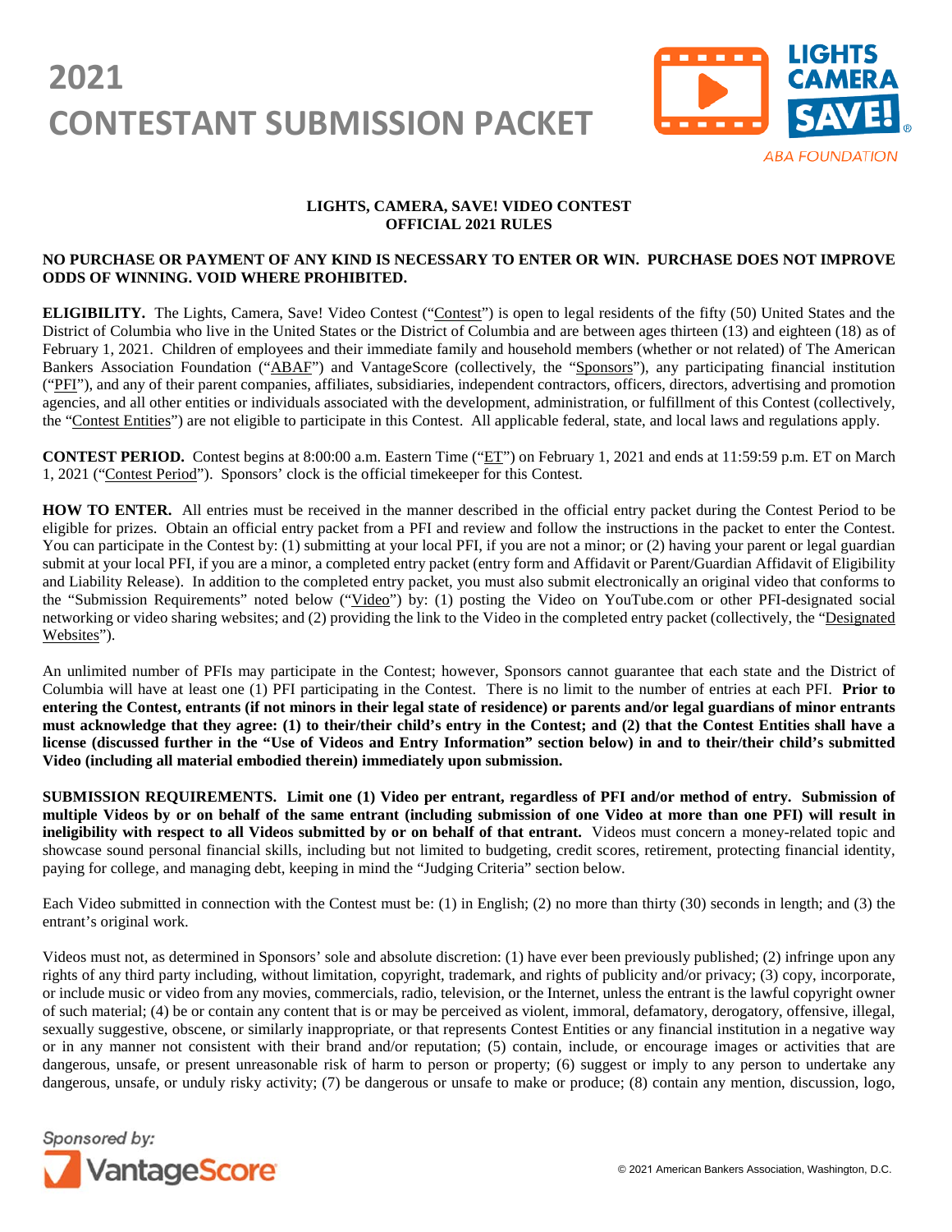# 2021 CONTESTANT SUBMISSION PACKET

**LIGHTS, CAMERA, SAVE! VIDEO CONTEST**
**OFFICIAL 2021 RULES**

**NO PURCHASE OR PAYMENT OF ANY KIND IS NECESSARY TO ENTER OR WIN. PURCHASE DOES NOT IMPROVE ODDS OF WINNING. VOID WHERE PROHIBITED.**

**ELIGIBILITY.** The Lights, Camera, Save! Video Contest ("Contest") is open to legal residents of the fifty (50) United States and the District of Columbia who live in the United States or the District of Columbia and are between ages thirteen (13) and eighteen (18) as of February 1, 2021. Children of employees and their immediate family and household members (whether or not related) of The American Bankers Association Foundation ("ABAF") and VantageScore (collectively, the "Sponsors"), any participating financial institution ("PFI"), and any of their parent companies, affiliates, subsidiaries, independent contractors, officers, directors, advertising and promotion agencies, and all other entities or individuals associated with the development, administration, or fulfillment of this Contest (collectively, the "Contest Entities") are not eligible to participate in this Contest. All applicable federal, state, and local laws and regulations apply.

**CONTEST PERIOD.** Contest begins at 8:00:00 a.m. Eastern Time ("ET") on February 1, 2021 and ends at 11:59:59 p.m. ET on March 1, 2021 ("Contest Period"). Sponsors' clock is the official timekeeper for this Contest.

**HOW TO ENTER.** All entries must be received in the manner described in the official entry packet during the Contest Period to be eligible for prizes. Obtain an official entry packet from a PFI and review and follow the instructions in the packet to enter the Contest. You can participate in the Contest by: (1) submitting at your local PFI, if you are not a minor; or (2) having your parent or legal guardian submit at your local PFI, if you are a minor, a completed entry packet (entry form and Affidavit or Parent/Guardian Affidavit of Eligibility and Liability Release). In addition to the completed entry packet, you must also submit electronically an original video that conforms to the "Submission Requirements" noted below ("Video") by: (1) posting the Video on YouTube.com or other PFI-designated social networking or video sharing websites; and (2) providing the link to the Video in the completed entry packet (collectively, the "Designated Websites").

An unlimited number of PFIs may participate in the Contest; however, Sponsors cannot guarantee that each state and the District of Columbia will have at least one (1) PFI participating in the Contest. There is no limit to the number of entries at each PFI. **Prior to entering the Contest, entrants (if not minors in their legal state of residence) or parents and/or legal guardians of minor entrants must acknowledge that they agree: (1) to their/their child's entry in the Contest; and (2) that the Contest Entities shall have a license (discussed further in the "Use of Videos and Entry Information" section below) in and to their/their child's submitted Video (including all material embodied therein) immediately upon submission.**

**SUBMISSION REQUIREMENTS. Limit one (1) Video per entrant, regardless of PFI and/or method of entry. Submission of multiple Videos by or on behalf of the same entrant (including submission of one Video at more than one PFI) will result in ineligibility with respect to all Videos submitted by or on behalf of that entrant.** Videos must concern a money-related topic and showcase sound personal financial skills, including but not limited to budgeting, credit scores, retirement, protecting financial identity, paying for college, and managing debt, keeping in mind the "Judging Criteria" section below.

Each Video submitted in connection with the Contest must be: (1) in English; (2) no more than thirty (30) seconds in length; and (3) the entrant's original work.

Videos must not, as determined in Sponsors' sole and absolute discretion: (1) have ever been previously published; (2) infringe upon any rights of any third party including, without limitation, copyright, trademark, and rights of publicity and/or privacy; (3) copy, incorporate, or include music or video from any movies, commercials, radio, television, or the Internet, unless the entrant is the lawful copyright owner of such material; (4) be or contain any content that is or may be perceived as violent, immoral, defamatory, derogatory, offensive, illegal, sexually suggestive, obscene, or similarly inappropriate, or that represents Contest Entities or any financial institution in a negative way or in any manner not consistent with their brand and/or reputation; (5) contain, include, or encourage images or activities that are dangerous, unsafe, or present unreasonable risk of harm to person or property; (6) suggest or imply to any person to undertake any dangerous, unsafe, or unduly risky activity; (7) be dangerous or unsafe to make or produce; (8) contain any mention, discussion, logo,

Sponsored by: VantageScore

© 2021 American Bankers Association, Washington, D.C.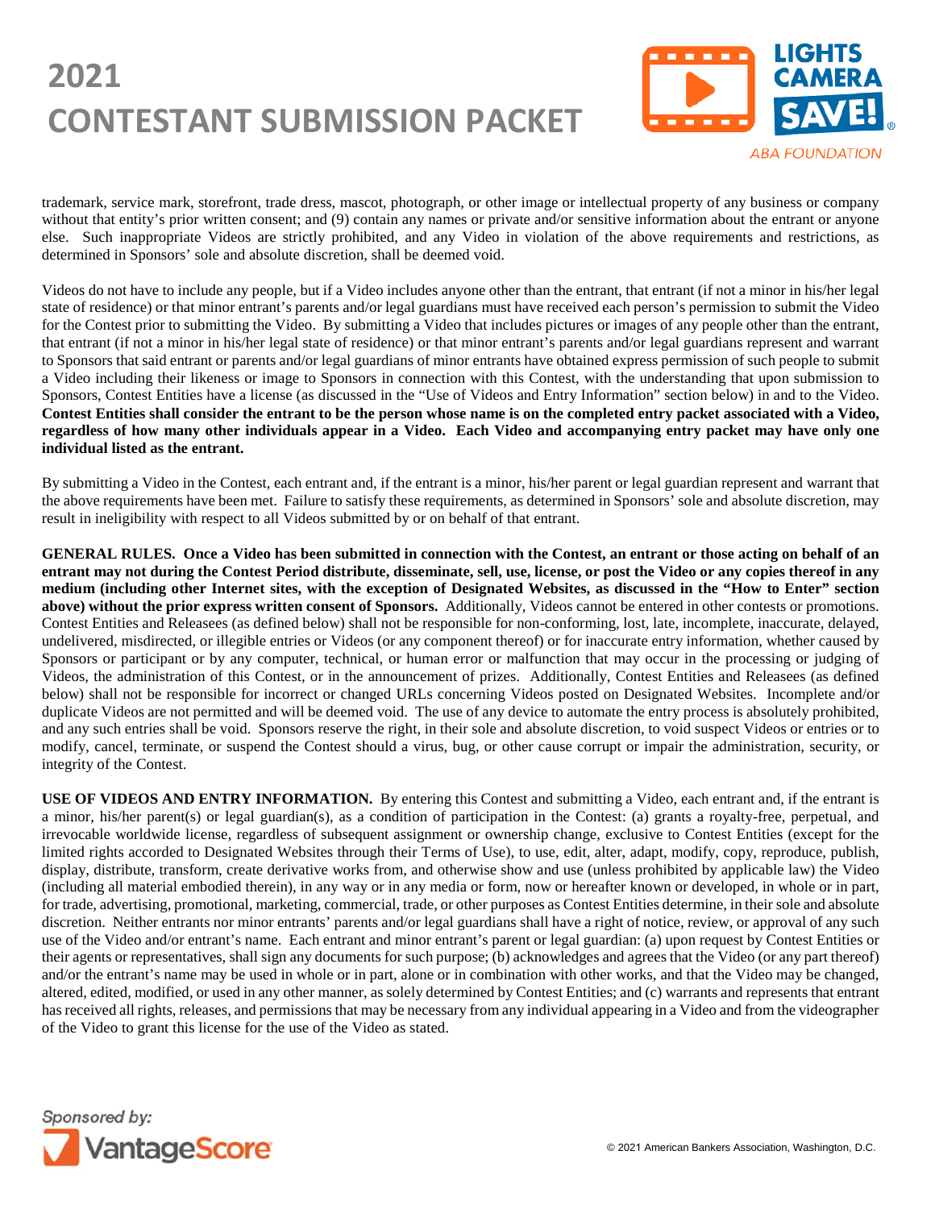trademark, service mark, storefront, trade dress, mascot, photograph, or other image or intellectual property of any business or company without that entity's prior written consent; and (9) contain any names or private and/or sensitive information about the entrant or anyone else. Such inappropriate Videos are strictly prohibited, and any Video in violation of the above requirements and restrictions, as determined in Sponsors' sole and absolute discretion, shall be deemed void.

Videos do not have to include any people, but if a Video includes anyone other than the entrant, that entrant (if not a minor in his/her legal state of residence) or that minor entrant's parents and/or legal guardians must have received each person's permission to submit the Video for the Contest prior to submitting the Video. By submitting a Video that includes pictures or images of any people other than the entrant, that entrant (if not a minor in his/her legal state of residence) or that minor entrant's parents and/or legal guardians represent and warrant to Sponsors that said entrant or parents and/or legal guardians of minor entrants have obtained express permission of such people to submit a Video including their likeness or image to Sponsors in connection with this Contest, with the understanding that upon submission to Sponsors, Contest Entities have a license (as discussed in the "Use of Videos and Entry Information" section below) in and to the Video. **Contest Entities shall consider the entrant to be the person whose name is on the completed entry packet associated with a Video, regardless of how many other individuals appear in a Video. Each Video and accompanying entry packet may have only one individual listed as the entrant.**

By submitting a Video in the Contest, each entrant and, if the entrant is a minor, his/her parent or legal guardian represent and warrant that the above requirements have been met. Failure to satisfy these requirements, as determined in Sponsors' sole and absolute discretion, may result in ineligibility with respect to all Videos submitted by or on behalf of that entrant.

**GENERAL RULES. Once a Video has been submitted in connection with the Contest, an entrant or those acting on behalf of an entrant may not during the Contest Period distribute, disseminate, sell, use, license, or post the Video or any copies thereof in any medium (including other Internet sites, with the exception of Designated Websites, as discussed in the "How to Enter" section above) without the prior express written consent of Sponsors.** Additionally, Videos cannot be entered in other contests or promotions. Contest Entities and Releasees (as defined below) shall not be responsible for non-conforming, lost, late, incomplete, inaccurate, delayed, undelivered, misdirected, or illegible entries or Videos (or any component thereof) or for inaccurate entry information, whether caused by Sponsors or participant or by any computer, technical, or human error or malfunction that may occur in the processing or judging of Videos, the administration of this Contest, or in the announcement of prizes. Additionally, Contest Entities and Releasees (as defined below) shall not be responsible for incorrect or changed URLs concerning Videos posted on Designated Websites. Incomplete and/or duplicate Videos are not permitted and will be deemed void. The use of any device to automate the entry process is absolutely prohibited, and any such entries shall be void. Sponsors reserve the right, in their sole and absolute discretion, to void suspect Videos or entries or to modify, cancel, terminate, or suspend the Contest should a virus, bug, or other cause corrupt or impair the administration, security, or integrity of the Contest.

**USE OF VIDEOS AND ENTRY INFORMATION.** By entering this Contest and submitting a Video, each entrant and, if the entrant is a minor, his/her parent(s) or legal guardian(s), as a condition of participation in the Contest: (a) grants a royalty-free, perpetual, and irrevocable worldwide license, regardless of subsequent assignment or ownership change, exclusive to Contest Entities (except for the limited rights accorded to Designated Websites through their Terms of Use), to use, edit, alter, adapt, modify, copy, reproduce, publish, display, distribute, transform, create derivative works from, and otherwise show and use (unless prohibited by applicable law) the Video (including all material embodied therein), in any way or in any media or form, now or hereafter known or developed, in whole or in part, for trade, advertising, promotional, marketing, commercial, trade, or other purposes as Contest Entities determine, in their sole and absolute discretion. Neither entrants nor minor entrants' parents and/or legal guardians shall have a right of notice, review, or approval of any such use of the Video and/or entrant's name. Each entrant and minor entrant's parent or legal guardian: (a) upon request by Contest Entities or their agents or representatives, shall sign any documents for such purpose; (b) acknowledges and agrees that the Video (or any part thereof) and/or the entrant's name may be used in whole or in part, alone or in combination with other works, and that the Video may be changed, altered, edited, modified, or used in any other manner, as solely determined by Contest Entities; and (c) warrants and represents that entrant has received all rights, releases, and permissions that may be necessary from any individual appearing in a Video and from the videographer of the Video to grant this license for the use of the Video as stated.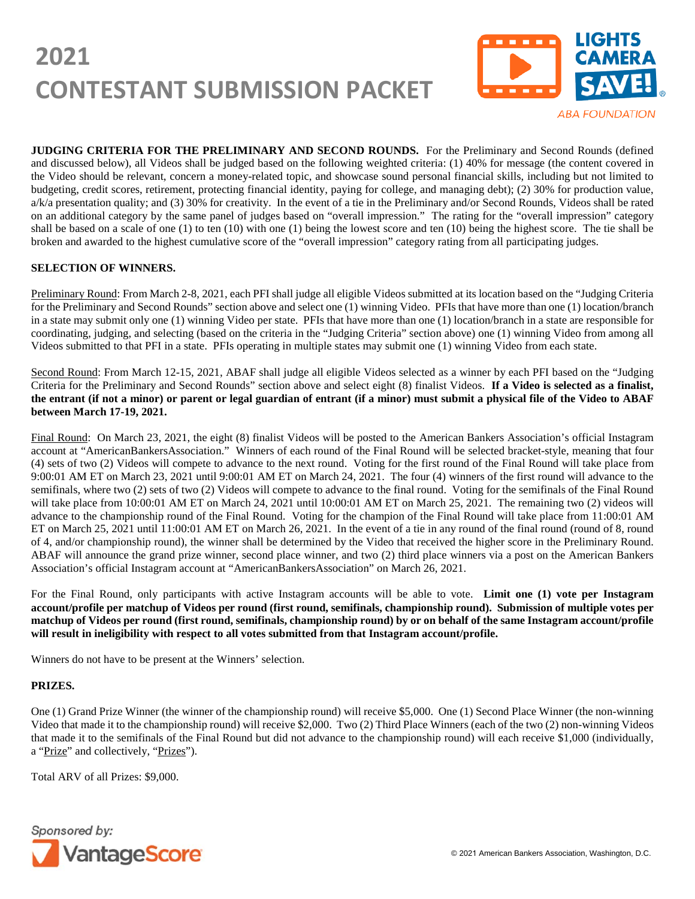# 2021 CONTESTANT SUBMISSION PACKET

**JUDGING CRITERIA FOR THE PRELIMINARY AND SECOND ROUNDS.** For the Preliminary and Second Rounds (defined and discussed below), all Videos shall be judged based on the following weighted criteria: (1) 40% for message (the content covered in the Video should be relevant, concern a money-related topic, and showcase sound personal financial skills, including but not limited to budgeting, credit scores, retirement, protecting financial identity, paying for college, and managing debt); (2) 30% for production value, a/k/a presentation quality; and (3) 30% for creativity. In the event of a tie in the Preliminary and/or Second Rounds, Videos shall be rated on an additional category by the same panel of judges based on "overall impression." The rating for the "overall impression" category shall be based on a scale of one (1) to ten (10) with one (1) being the lowest score and ten (10) being the highest score. The tie shall be broken and awarded to the highest cumulative score of the "overall impression" category rating from all participating judges.

**SELECTION OF WINNERS.**

Preliminary Round: From March 2-8, 2021, each PFI shall judge all eligible Videos submitted at its location based on the "Judging Criteria for the Preliminary and Second Rounds" section above and select one (1) winning Video. PFIs that have more than one (1) location/branch in a state may submit only one (1) winning Video per state. PFIs that have more than one (1) location/branch in a state are responsible for coordinating, judging, and selecting (based on the criteria in the "Judging Criteria" section above) one (1) winning Video from among all Videos submitted to that PFI in a state. PFIs operating in multiple states may submit one (1) winning Video from each state.

Second Round: From March 12-15, 2021, ABAF shall judge all eligible Videos selected as a winner by each PFI based on the "Judging Criteria for the Preliminary and Second Rounds" section above and select eight (8) finalist Videos. **If a Video is selected as a finalist, the entrant (if not a minor) or parent or legal guardian of entrant (if a minor) must submit a physical file of the Video to ABAF between March 17-19, 2021.**

Final Round: On March 23, 2021, the eight (8) finalist Videos will be posted to the American Bankers Association's official Instagram account at "AmericanBankersAssociation." Winners of each round of the Final Round will be selected bracket-style, meaning that four (4) sets of two (2) Videos will compete to advance to the next round. Voting for the first round of the Final Round will take place from 9:00:01 AM ET on March 23, 2021 until 9:00:01 AM ET on March 24, 2021. The four (4) winners of the first round will advance to the semifinals, where two (2) sets of two (2) Videos will compete to advance to the final round. Voting for the semifinals of the Final Round will take place from 10:00:01 AM ET on March 24, 2021 until 10:00:01 AM ET on March 25, 2021. The remaining two (2) videos will advance to the championship round of the Final Round. Voting for the champion of the Final Round will take place from 11:00:01 AM ET on March 25, 2021 until 11:00:01 AM ET on March 26, 2021. In the event of a tie in any round of the final round (round of 8, round of 4, and/or championship round), the winner shall be determined by the Video that received the higher score in the Preliminary Round. ABAF will announce the grand prize winner, second place winner, and two (2) third place winners via a post on the American Bankers Association's official Instagram account at "AmericanBankersAssociation" on March 26, 2021.

For the Final Round, only participants with active Instagram accounts will be able to vote. **Limit one (1) vote per Instagram account/profile per matchup of Videos per round (first round, semifinals, championship round). Submission of multiple votes per matchup of Videos per round (first round, semifinals, championship round) by or on behalf of the same Instagram account/profile will result in ineligibility with respect to all votes submitted from that Instagram account/profile.**

Winners do not have to be present at the Winners' selection.

**PRIZES.**

One (1) Grand Prize Winner (the winner of the championship round) will receive $5,000. One (1) Second Place Winner (the non-winning Video that made it to the championship round) will receive $2,000. Two (2) Third Place Winners (each of the two (2) non-winning Videos that made it to the semifinals of the Final Round but did not advance to the championship round) will each receive $1,000 (individually, a "Prize" and collectively, "Prizes").

Total ARV of all Prizes: $9,000.

Sponsored by: VantageScore

© 2021 American Bankers Association, Washington, D.C.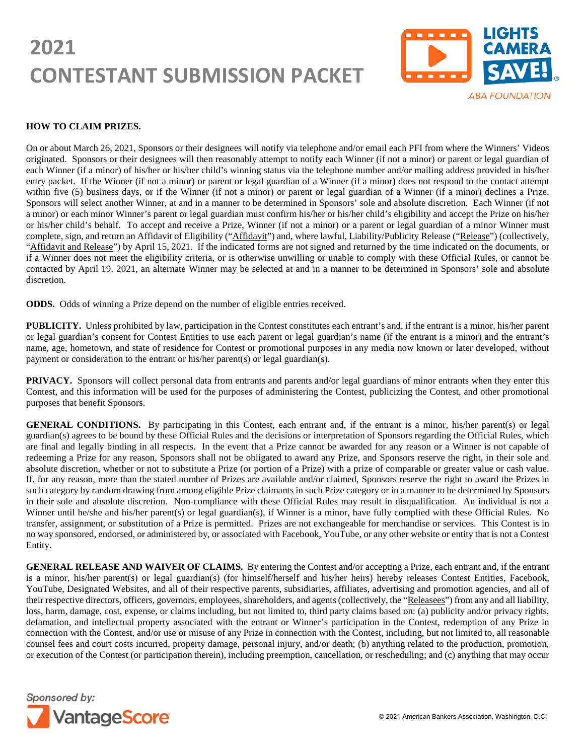**HOW TO CLAIM PRIZES.**

On or about March 26, 2021, Sponsors or their designees will notify via telephone and/or email each PFI from where the Winners' Videos originated. Sponsors or their designees will then reasonably attempt to notify each Winner (if not a minor) or parent or legal guardian of each Winner (if a minor) of his/her or his/her child's winning status via the telephone number and/or mailing address provided in his/her entry packet. If the Winner (if not a minor) or parent or legal guardian of a Winner (if a minor) does not respond to the contact attempt within five (5) business days, or if the Winner (if not a minor) or parent or legal guardian of a Winner (if a minor) declines a Prize, Sponsors will select another Winner, at and in a manner to be determined in Sponsors' sole and absolute discretion. Each Winner (if not a minor) or each minor Winner's parent or legal guardian must confirm his/her or his/her child's eligibility and accept the Prize on his/her or his/her child's behalf. To accept and receive a Prize, Winner (if not a minor) or a parent or legal guardian of a minor Winner must complete, sign, and return an Affidavit of Eligibility ("Affidavit") and, where lawful, Liability/Publicity Release ("Release") (collectively, "Affidavit and Release") by April 15, 2021. If the indicated forms are not signed and returned by the time indicated on the documents, or if a Winner does not meet the eligibility criteria, or is otherwise unwilling or unable to comply with these Official Rules, or cannot be contacted by April 19, 2021, an alternate Winner may be selected at and in a manner to be determined in Sponsors' sole and absolute discretion.

**ODDS.** Odds of winning a Prize depend on the number of eligible entries received.

**PUBLICITY.** Unless prohibited by law, participation in the Contest constitutes each entrant's and, if the entrant is a minor, his/her parent or legal guardian's consent for Contest Entities to use each parent or legal guardian's name (if the entrant is a minor) and the entrant's name, age, hometown, and state of residence for Contest or promotional purposes in any media now known or later developed, without payment or consideration to the entrant or his/her parent(s) or legal guardian(s).

**PRIVACY.** Sponsors will collect personal data from entrants and parents and/or legal guardians of minor entrants when they enter this Contest, and this information will be used for the purposes of administering the Contest, publicizing the Contest, and other promotional purposes that benefit Sponsors.

**GENERAL CONDITIONS.** By participating in this Contest, each entrant and, if the entrant is a minor, his/her parent(s) or legal guardian(s) agrees to be bound by these Official Rules and the decisions or interpretation of Sponsors regarding the Official Rules, which are final and legally binding in all respects. In the event that a Prize cannot be awarded for any reason or a Winner is not capable of redeeming a Prize for any reason, Sponsors shall not be obligated to award any Prize, and Sponsors reserve the right, in their sole and absolute discretion, whether or not to substitute a Prize (or portion of a Prize) with a prize of comparable or greater value or cash value. If, for any reason, more than the stated number of Prizes are available and/or claimed, Sponsors reserve the right to award the Prizes in such category by random drawing from among eligible Prize claimants in such Prize category or in a manner to be determined by Sponsors in their sole and absolute discretion. Non-compliance with these Official Rules may result in disqualification. An individual is not a Winner until he/she and his/her parent(s) or legal guardian(s), if Winner is a minor, have fully complied with these Official Rules. No transfer, assignment, or substitution of a Prize is permitted. Prizes are not exchangeable for merchandise or services. This Contest is in no way sponsored, endorsed, or administered by, or associated with Facebook, YouTube, or any other website or entity that is not a Contest Entity.

**GENERAL RELEASE AND WAIVER OF CLAIMS.** By entering the Contest and/or accepting a Prize, each entrant and, if the entrant is a minor, his/her parent(s) or legal guardian(s) (for himself/herself and his/her heirs) hereby releases Contest Entities, Facebook, YouTube, Designated Websites, and all of their respective parents, subsidiaries, affiliates, advertising and promotion agencies, and all of their respective directors, officers, governors, employees, shareholders, and agents (collectively, the "Releasees") from any and all liability, loss, harm, damage, cost, expense, or claims including, but not limited to, third party claims based on: (a) publicity and/or privacy rights, defamation, and intellectual property associated with the entrant or Winner's participation in the Contest, redemption of any Prize in connection with the Contest, and/or use or misuse of any Prize in connection with the Contest, including, but not limited to, all reasonable counsel fees and court costs incurred, property damage, personal injury, and/or death; (b) anything related to the production, promotion, or execution of the Contest (or participation therein), including preemption, cancellation, or rescheduling; and (c) anything that may occur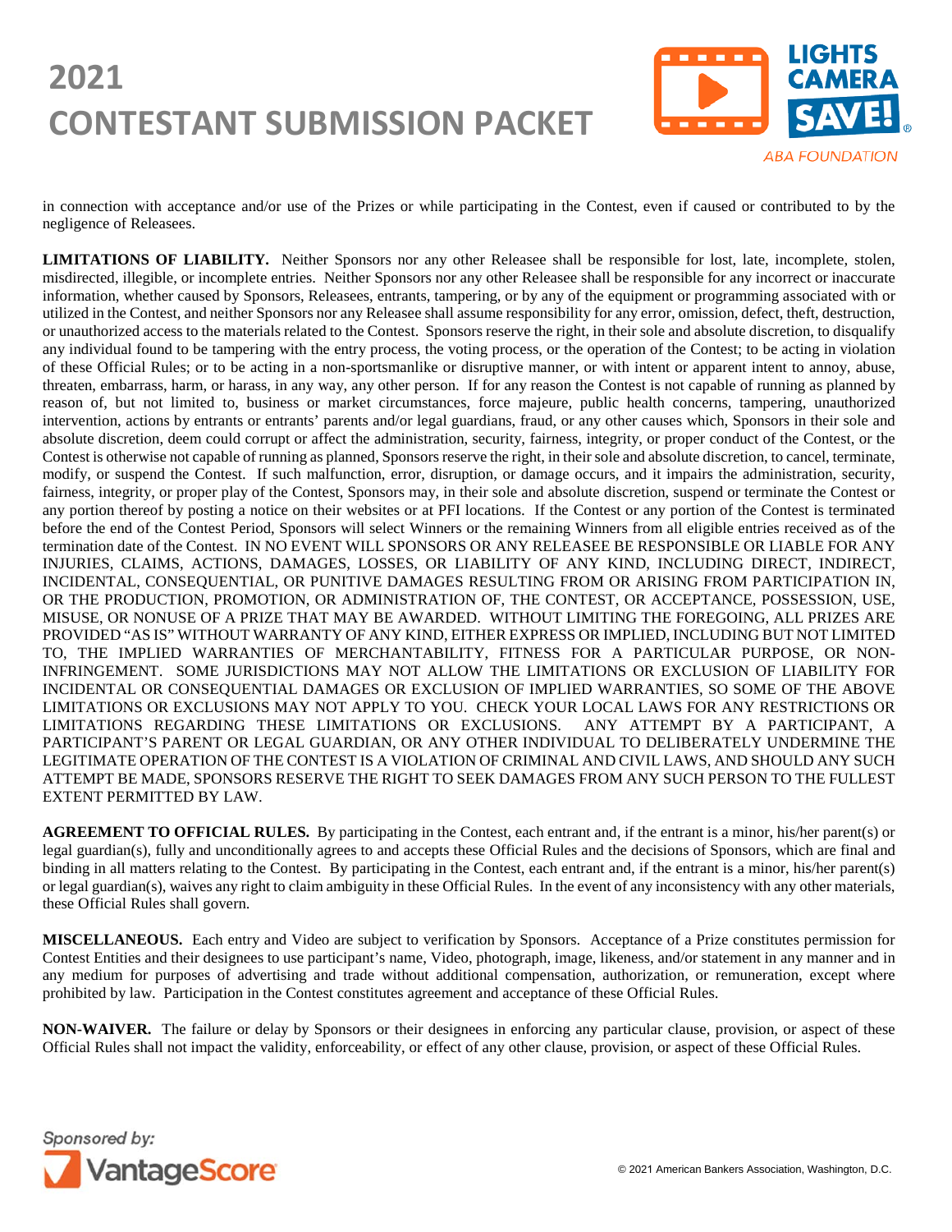in connection with acceptance and/or use of the Prizes or while participating in the Contest, even if caused or contributed to by the negligence of Releasees.

**LIMITATIONS OF LIABILITY.** Neither Sponsors nor any other Releasee shall be responsible for lost, late, incomplete, stolen, misdirected, illegible, or incomplete entries. Neither Sponsors nor any other Releasee shall be responsible for any incorrect or inaccurate information, whether caused by Sponsors, Releasees, entrants, tampering, or by any of the equipment or programming associated with or utilized in the Contest, and neither Sponsors nor any Releasee shall assume responsibility for any error, omission, defect, theft, destruction, or unauthorized access to the materials related to the Contest. Sponsors reserve the right, in their sole and absolute discretion, to disqualify any individual found to be tampering with the entry process, the voting process, or the operation of the Contest; to be acting in violation of these Official Rules; or to be acting in a non-sportsmanlike or disruptive manner, or with intent or apparent intent to annoy, abuse, threaten, embarrass, harm, or harass, in any way, any other person. If for any reason the Contest is not capable of running as planned by reason of, but not limited to, business or market circumstances, force majeure, public health concerns, tampering, unauthorized intervention, actions by entrants or entrants' parents and/or legal guardians, fraud, or any other causes which, Sponsors in their sole and absolute discretion, deem could corrupt or affect the administration, security, fairness, integrity, or proper conduct of the Contest, or the Contest is otherwise not capable of running as planned, Sponsors reserve the right, in their sole and absolute discretion, to cancel, terminate, modify, or suspend the Contest. If such malfunction, error, disruption, or damage occurs, and it impairs the administration, security, fairness, integrity, or proper play of the Contest, Sponsors may, in their sole and absolute discretion, suspend or terminate the Contest or any portion thereof by posting a notice on their websites or at PFI locations. If the Contest or any portion of the Contest is terminated before the end of the Contest Period, Sponsors will select Winners or the remaining Winners from all eligible entries received as of the termination date of the Contest. IN NO EVENT WILL SPONSORS OR ANY RELEASEE BE RESPONSIBLE OR LIABLE FOR ANY INJURIES, CLAIMS, ACTIONS, DAMAGES, LOSSES, OR LIABILITY OF ANY KIND, INCLUDING DIRECT, INDIRECT, INCIDENTAL, CONSEQUENTIAL, OR PUNITIVE DAMAGES RESULTING FROM OR ARISING FROM PARTICIPATION IN, OR THE PRODUCTION, PROMOTION, OR ADMINISTRATION OF, THE CONTEST, OR ACCEPTANCE, POSSESSION, USE, MISUSE, OR NONUSE OF A PRIZE THAT MAY BE AWARDED. WITHOUT LIMITING THE FOREGOING, ALL PRIZES ARE PROVIDED "AS IS" WITHOUT WARRANTY OF ANY KIND, EITHER EXPRESS OR IMPLIED, INCLUDING BUT NOT LIMITED TO, THE IMPLIED WARRANTIES OF MERCHANTABILITY, FITNESS FOR A PARTICULAR PURPOSE, OR NON-INFRINGEMENT. SOME JURISDICTIONS MAY NOT ALLOW THE LIMITATIONS OR EXCLUSION OF LIABILITY FOR INCIDENTAL OR CONSEQUENTIAL DAMAGES OR EXCLUSION OF IMPLIED WARRANTIES, SO SOME OF THE ABOVE LIMITATIONS OR EXCLUSIONS MAY NOT APPLY TO YOU. CHECK YOUR LOCAL LAWS FOR ANY RESTRICTIONS OR LIMITATIONS REGARDING THESE LIMITATIONS OR EXCLUSIONS. ANY ATTEMPT BY A PARTICIPANT, A PARTICIPANT'S PARENT OR LEGAL GUARDIAN, OR ANY OTHER INDIVIDUAL TO DELIBERATELY UNDERMINE THE LEGITIMATE OPERATION OF THE CONTEST IS A VIOLATION OF CRIMINAL AND CIVIL LAWS, AND SHOULD ANY SUCH ATTEMPT BE MADE, SPONSORS RESERVE THE RIGHT TO SEEK DAMAGES FROM ANY SUCH PERSON TO THE FULLEST EXTENT PERMITTED BY LAW.

**AGREEMENT TO OFFICIAL RULES.** By participating in the Contest, each entrant and, if the entrant is a minor, his/her parent(s) or legal guardian(s), fully and unconditionally agrees to and accepts these Official Rules and the decisions of Sponsors, which are final and binding in all matters relating to the Contest. By participating in the Contest, each entrant and, if the entrant is a minor, his/her parent(s) or legal guardian(s), waives any right to claim ambiguity in these Official Rules. In the event of any inconsistency with any other materials, these Official Rules shall govern.

**MISCELLANEOUS.** Each entry and Video are subject to verification by Sponsors. Acceptance of a Prize constitutes permission for Contest Entities and their designees to use participant's name, Video, photograph, image, likeness, and/or statement in any manner and in any medium for purposes of advertising and trade without additional compensation, authorization, or remuneration, except where prohibited by law. Participation in the Contest constitutes agreement and acceptance of these Official Rules.

**NON-WAIVER.** The failure or delay by Sponsors or their designees in enforcing any particular clause, provision, or aspect of these Official Rules shall not impact the validity, enforceability, or effect of any other clause, provision, or aspect of these Official Rules.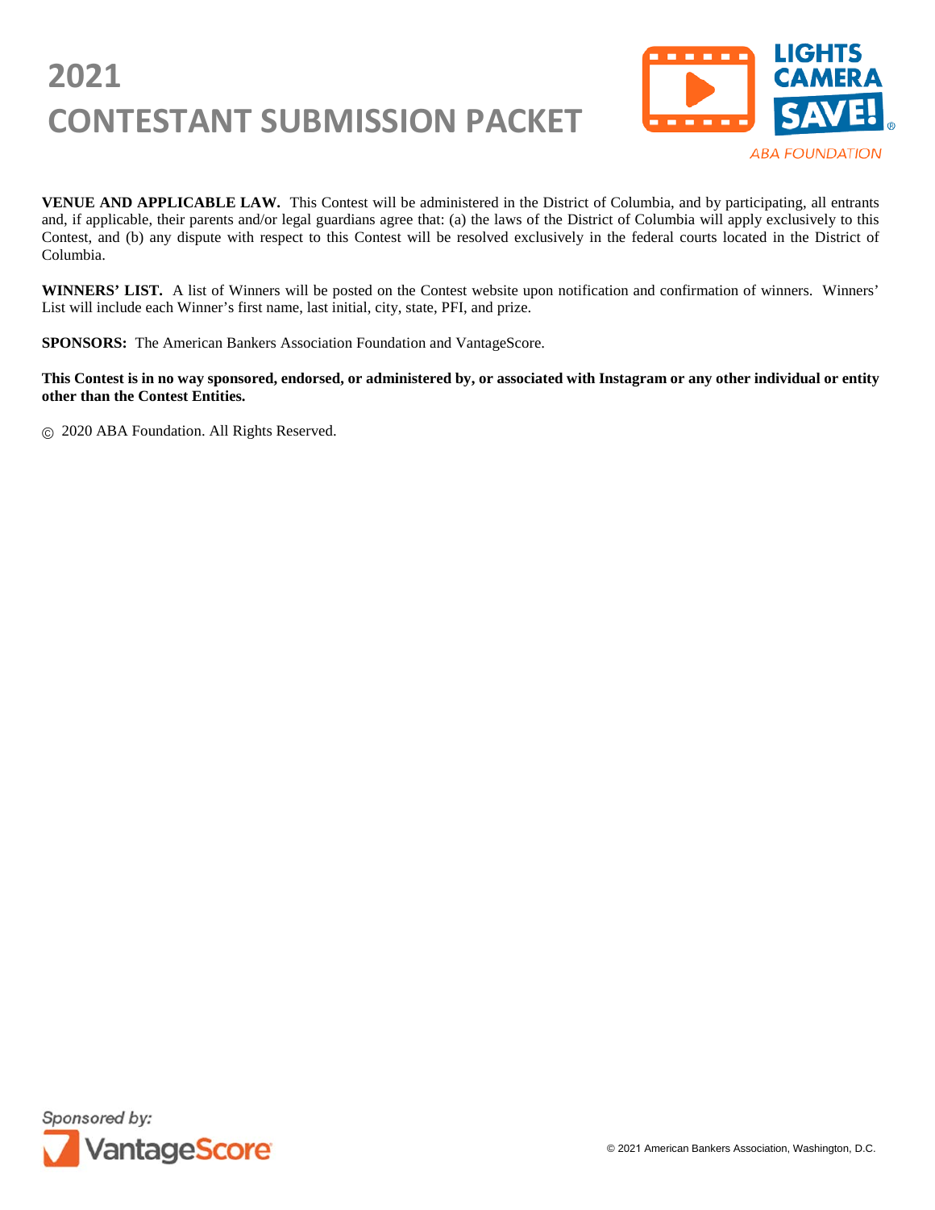# 2021
# CONTESTANT SUBMISSION PACKET

**VENUE AND APPLICABLE LAW.** This Contest will be administered in the District of Columbia, and by participating, all entrants and, if applicable, their parents and/or legal guardians agree that: (a) the laws of the District of Columbia will apply exclusively to this Contest, and (b) any dispute with respect to this Contest will be resolved exclusively in the federal courts located in the District of Columbia.

**WINNERS' LIST.** A list of Winners will be posted on the Contest website upon notification and confirmation of winners. Winners' List will include each Winner's first name, last initial, city, state, PFI, and prize.

**SPONSORS:** The American Bankers Association Foundation and VantageScore.

**This Contest is in no way sponsored, endorsed, or administered by, or associated with Instagram or any other individual or entity other than the Contest Entities.**

© 2020 ABA Foundation. All Rights Reserved.

Sponsored by: VantageScore

© 2021 American Bankers Association, Washington, D.C.